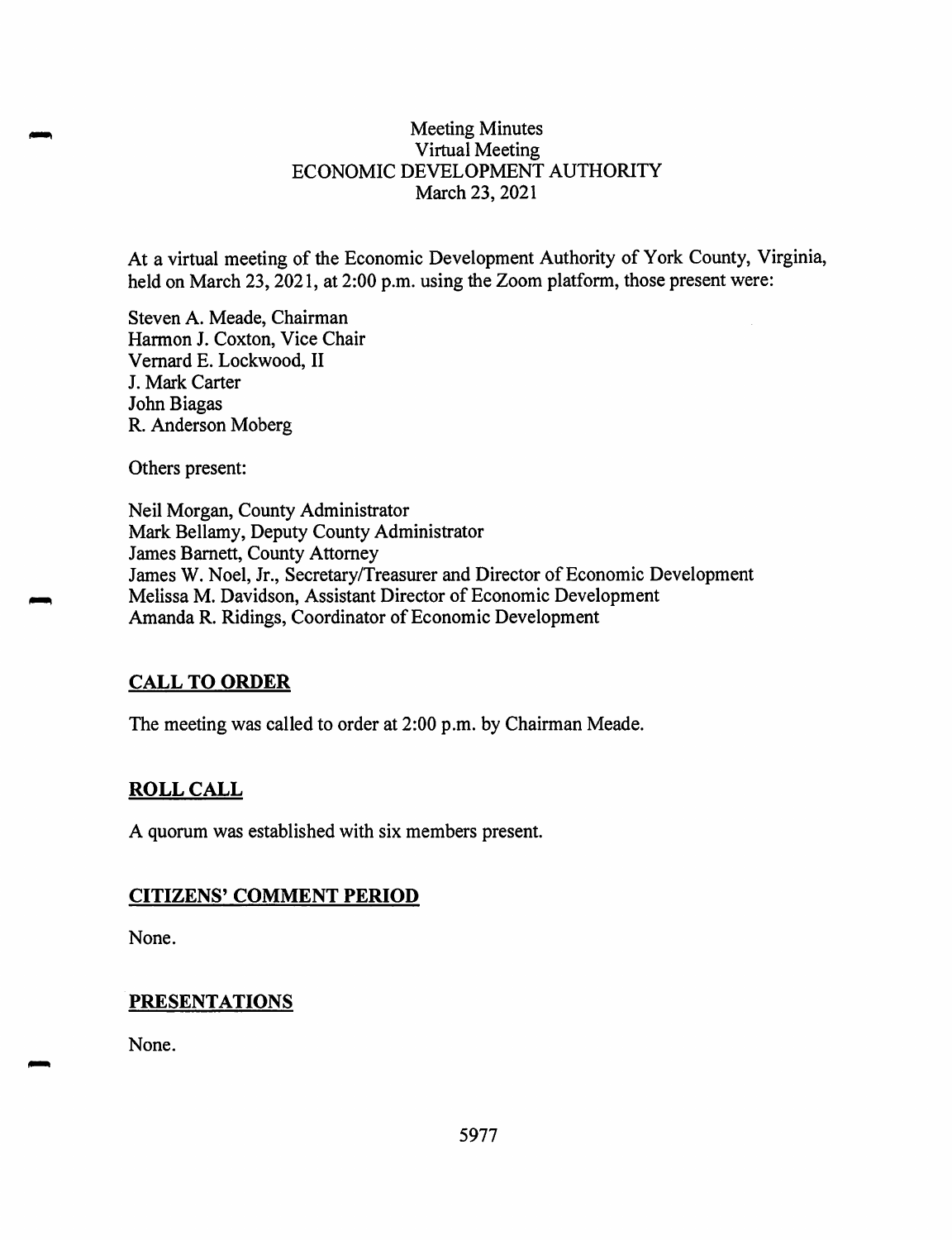Meeting Minutes
Virtual Meeting
ECONOMIC DEVELOPMENT AUTHORITY
March 23, 2021

At a virtual meeting of the Economic Development Authority of York County, Virginia, held on March 23, 2021, at 2:00 p.m. using the Zoom platform, those present were:

Steven A. Meade, Chairman
Harmon J. Coxton, Vice Chair
Vernard E. Lockwood, II
J. Mark Carter
John Biagas
R. Anderson Moberg

Others present:

Neil Morgan, County Administrator
Mark Bellamy, Deputy County Administrator
James Barnett, County Attorney
James W. Noel, Jr., Secretary/Treasurer and Director of Economic Development
Melissa M. Davidson, Assistant Director of Economic Development
Amanda R. Ridings, Coordinator of Economic Development

## CALL TO ORDER

The meeting was called to order at 2:00 p.m. by Chairman Meade.

## ROLL CALL

A quorum was established with six members present.

## CITIZENS' COMMENT PERIOD

None.

## PRESENTATIONS

None.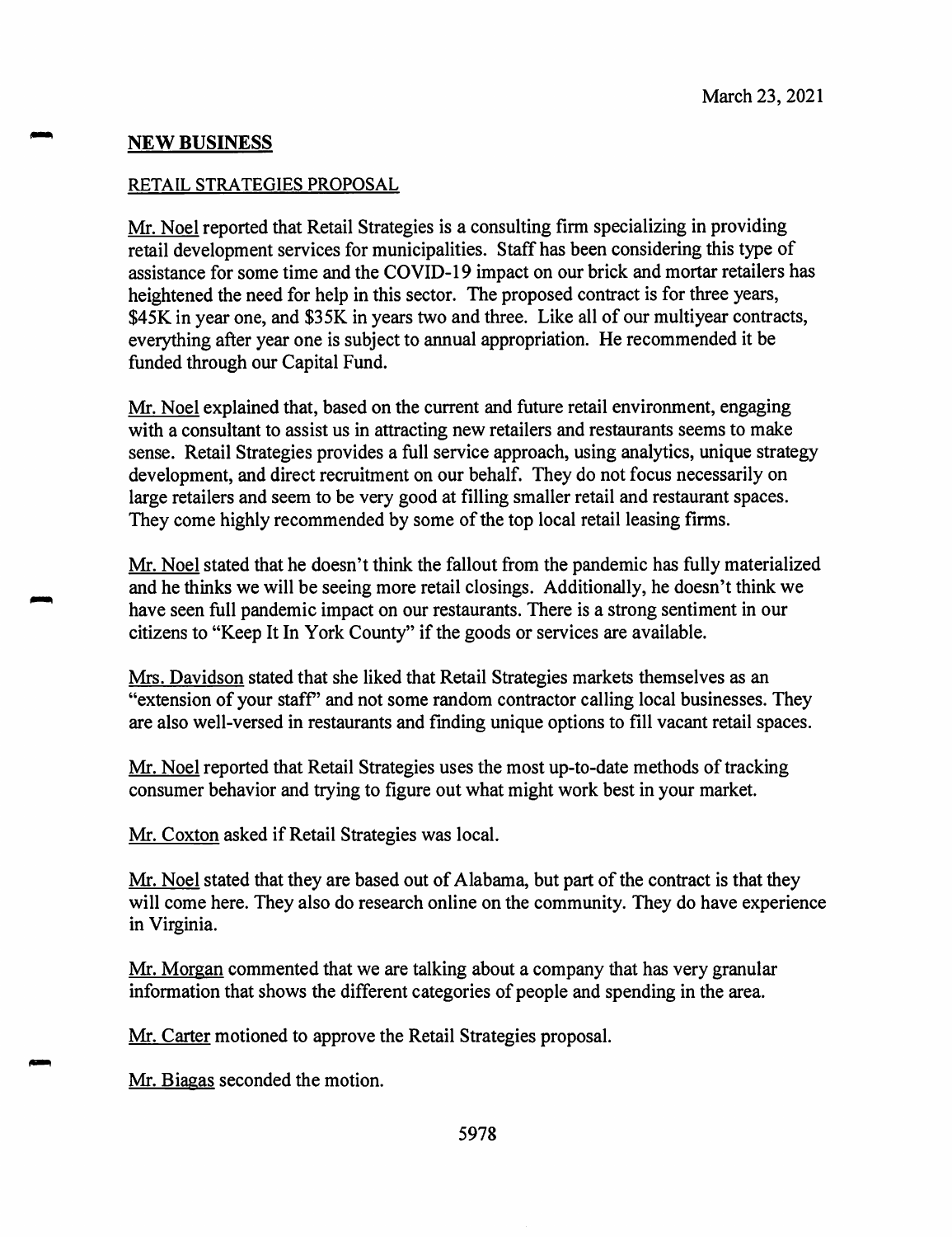March 23, 2021

## NEW BUSINESS

RETAIL STRATEGIES PROPOSAL

Mr. Noel reported that Retail Strategies is a consulting firm specializing in providing retail development services for municipalities. Staff has been considering this type of assistance for some time and the COVID-19 impact on our brick and mortar retailers has heightened the need for help in this sector. The proposed contract is for three years, $45K in year one, and $35K in years two and three. Like all of our multiyear contracts, everything after year one is subject to annual appropriation. He recommended it be funded through our Capital Fund.

Mr. Noel explained that, based on the current and future retail environment, engaging with a consultant to assist us in attracting new retailers and restaurants seems to make sense. Retail Strategies provides a full service approach, using analytics, unique strategy development, and direct recruitment on our behalf. They do not focus necessarily on large retailers and seem to be very good at filling smaller retail and restaurant spaces. They come highly recommended by some of the top local retail leasing firms.

Mr. Noel stated that he doesn't think the fallout from the pandemic has fully materialized and he thinks we will be seeing more retail closings. Additionally, he doesn't think we have seen full pandemic impact on our restaurants. There is a strong sentiment in our citizens to "Keep It In York County" if the goods or services are available.

Mrs. Davidson stated that she liked that Retail Strategies markets themselves as an "extension of your staff" and not some random contractor calling local businesses. They are also well-versed in restaurants and finding unique options to fill vacant retail spaces.

Mr. Noel reported that Retail Strategies uses the most up-to-date methods of tracking consumer behavior and trying to figure out what might work best in your market.

Mr. Coxton asked if Retail Strategies was local.

Mr. Noel stated that they are based out of Alabama, but part of the contract is that they will come here. They also do research online on the community. They do have experience in Virginia.

Mr. Morgan commented that we are talking about a company that has very granular information that shows the different categories of people and spending in the area.

Mr. Carter motioned to approve the Retail Strategies proposal.

Mr. Biagas seconded the motion.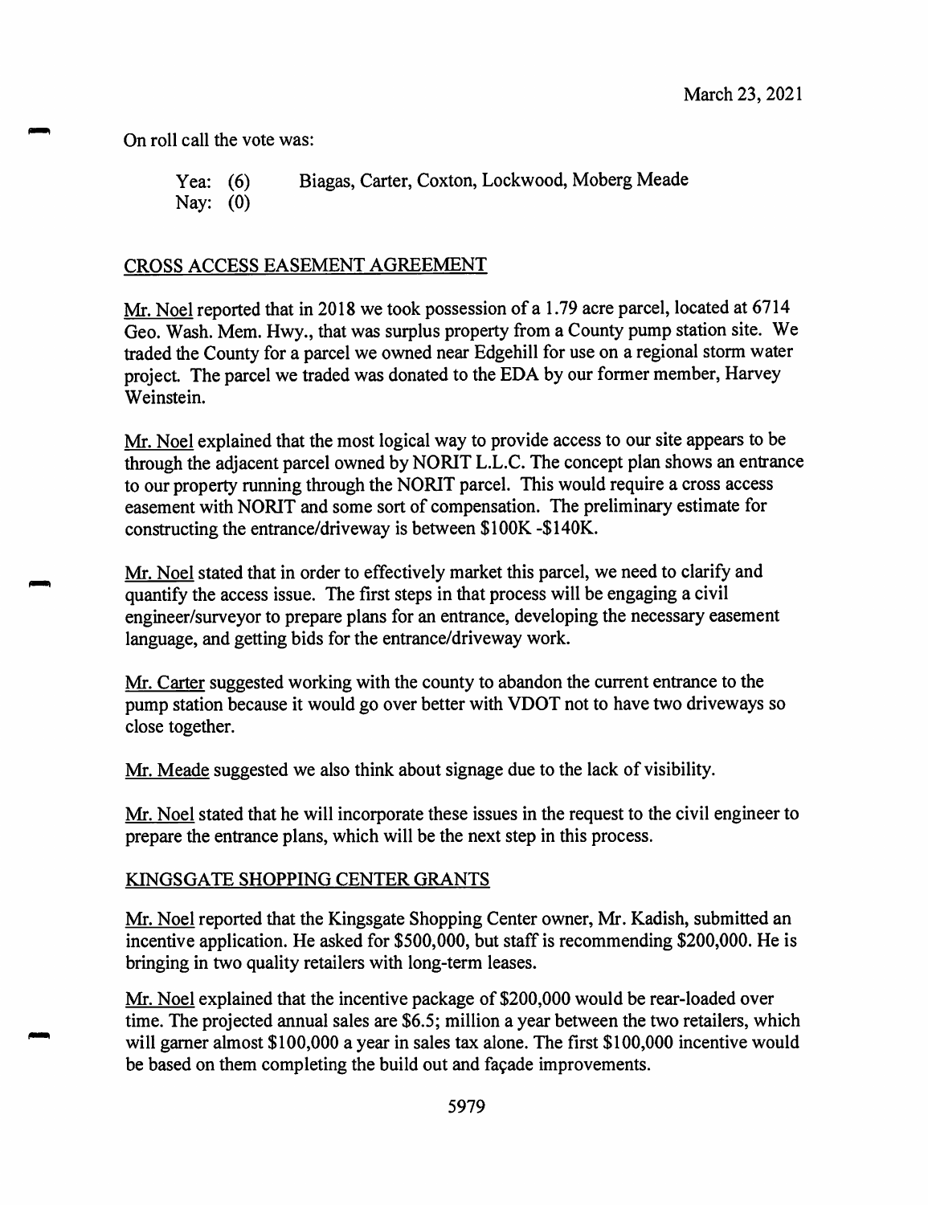On roll call the vote was:

Yea: (6) Biagas, Carter, Coxton, Lockwood, Moberg Meade
Nay: (0)

## CROSS ACCESS EASEMENT AGREEMENT

Mr. Noel reported that in 2018 we took possession of a 1.79 acre parcel, located at 6714 Geo. Wash. Mem. Hwy., that was surplus property from a County pump station site. We traded the County for a parcel we owned near Edgehill for use on a regional storm water project. The parcel we traded was donated to the EDA by our former member, Harvey Weinstein.

Mr. Noel explained that the most logical way to provide access to our site appears to be through the adjacent parcel owned by NORIT L.L.C. The concept plan shows an entrance to our property running through the NORIT parcel. This would require a cross access easement with NORIT and some sort of compensation. The preliminary estimate for constructing the entrance/driveway is between $100K -$140K.

Mr. Noel stated that in order to effectively market this parcel, we need to clarify and quantify the access issue. The first steps in that process will be engaging a civil engineer/surveyor to prepare plans for an entrance, developing the necessary easement language, and getting bids for the entrance/driveway work.

Mr. Carter suggested working with the county to abandon the current entrance to the pump station because it would go over better with VDOT not to have two driveways so close together.

Mr. Meade suggested we also think about signage due to the lack of visibility.

Mr. Noel stated that he will incorporate these issues in the request to the civil engineer to prepare the entrance plans, which will be the next step in this process.

## KINGSGATE SHOPPING CENTER GRANTS

Mr. Noel reported that the Kingsgate Shopping Center owner, Mr. Kadish, submitted an incentive application. He asked for $500,000, but staff is recommending $200,000. He is bringing in two quality retailers with long-term leases.

Mr. Noel explained that the incentive package of $200,000 would be rear-loaded over time. The projected annual sales are $6.5; million a year between the two retailers, which will garner almost $100,000 a year in sales tax alone. The first $100,000 incentive would be based on them completing the build out and façade improvements.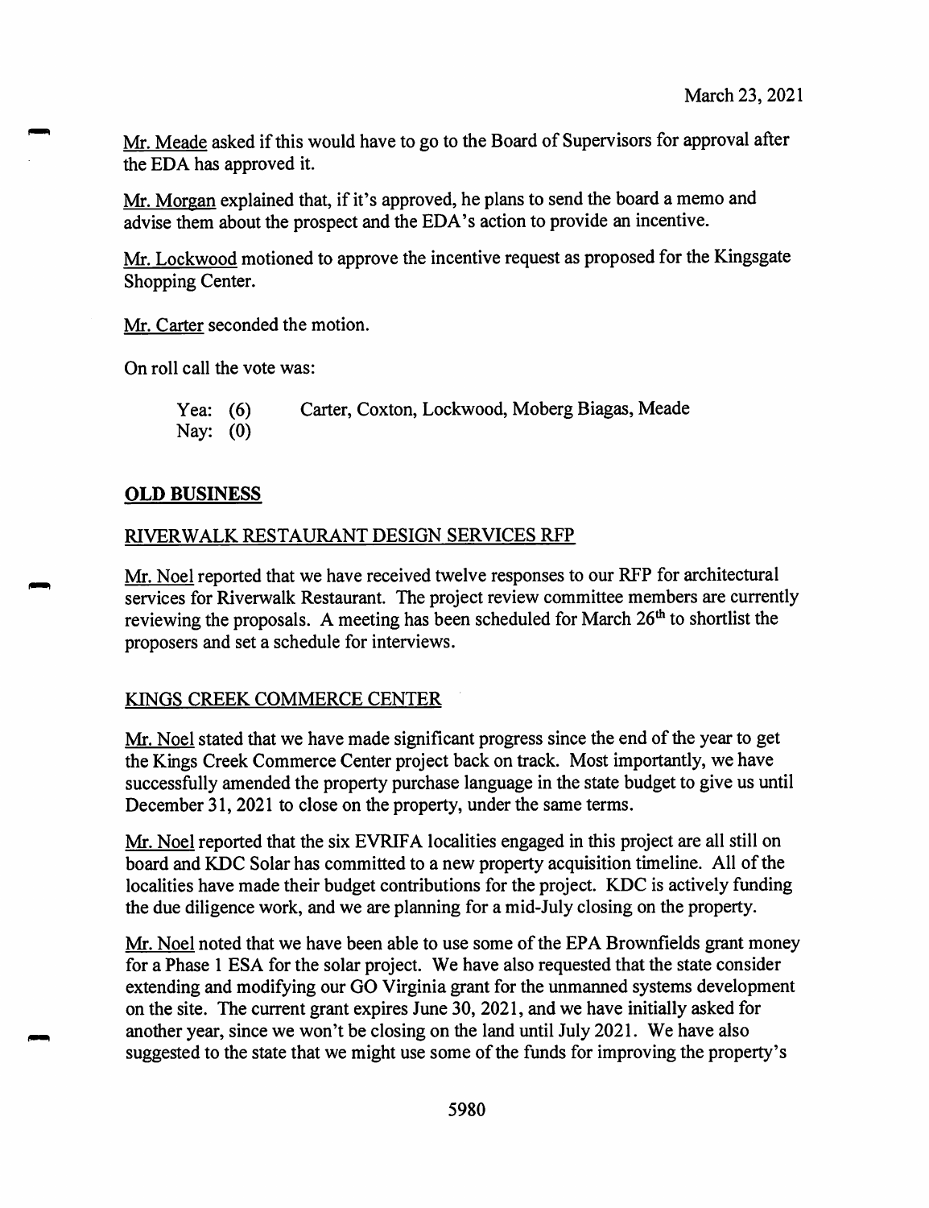Mr. Meade asked if this would have to go to the Board of Supervisors for approval after the EDA has approved it.

Mr. Morgan explained that, if it's approved, he plans to send the board a memo and advise them about the prospect and the EDA's action to provide an incentive.

Mr. Lockwood motioned to approve the incentive request as proposed for the Kingsgate Shopping Center.

Mr. Carter seconded the motion.

On roll call the vote was:

| | | |
|---|---|---|
| Yea: | (6) | Carter, Coxton, Lockwood, Moberg Biagas, Meade |
| Nay: | (0) | |

## OLD BUSINESS

### RIVERWALK RESTAURANT DESIGN SERVICES RFP

Mr. Noel reported that we have received twelve responses to our RFP for architectural services for Riverwalk Restaurant. The project review committee members are currently reviewing the proposals. A meeting has been scheduled for March 26th to shortlist the proposers and set a schedule for interviews.

### KINGS CREEK COMMERCE CENTER

Mr. Noel stated that we have made significant progress since the end of the year to get the Kings Creek Commerce Center project back on track. Most importantly, we have successfully amended the property purchase language in the state budget to give us until December 31, 2021 to close on the property, under the same terms.

Mr. Noel reported that the six EVRIFA localities engaged in this project are all still on board and KDC Solar has committed to a new property acquisition timeline. All of the localities have made their budget contributions for the project. KDC is actively funding the due diligence work, and we are planning for a mid-July closing on the property.

Mr. Noel noted that we have been able to use some of the EPA Brownfields grant money for a Phase 1 ESA for the solar project. We have also requested that the state consider extending and modifying our GO Virginia grant for the unmanned systems development on the site. The current grant expires June 30, 2021, and we have initially asked for another year, since we won't be closing on the land until July 2021. We have also suggested to the state that we might use some of the funds for improving the property's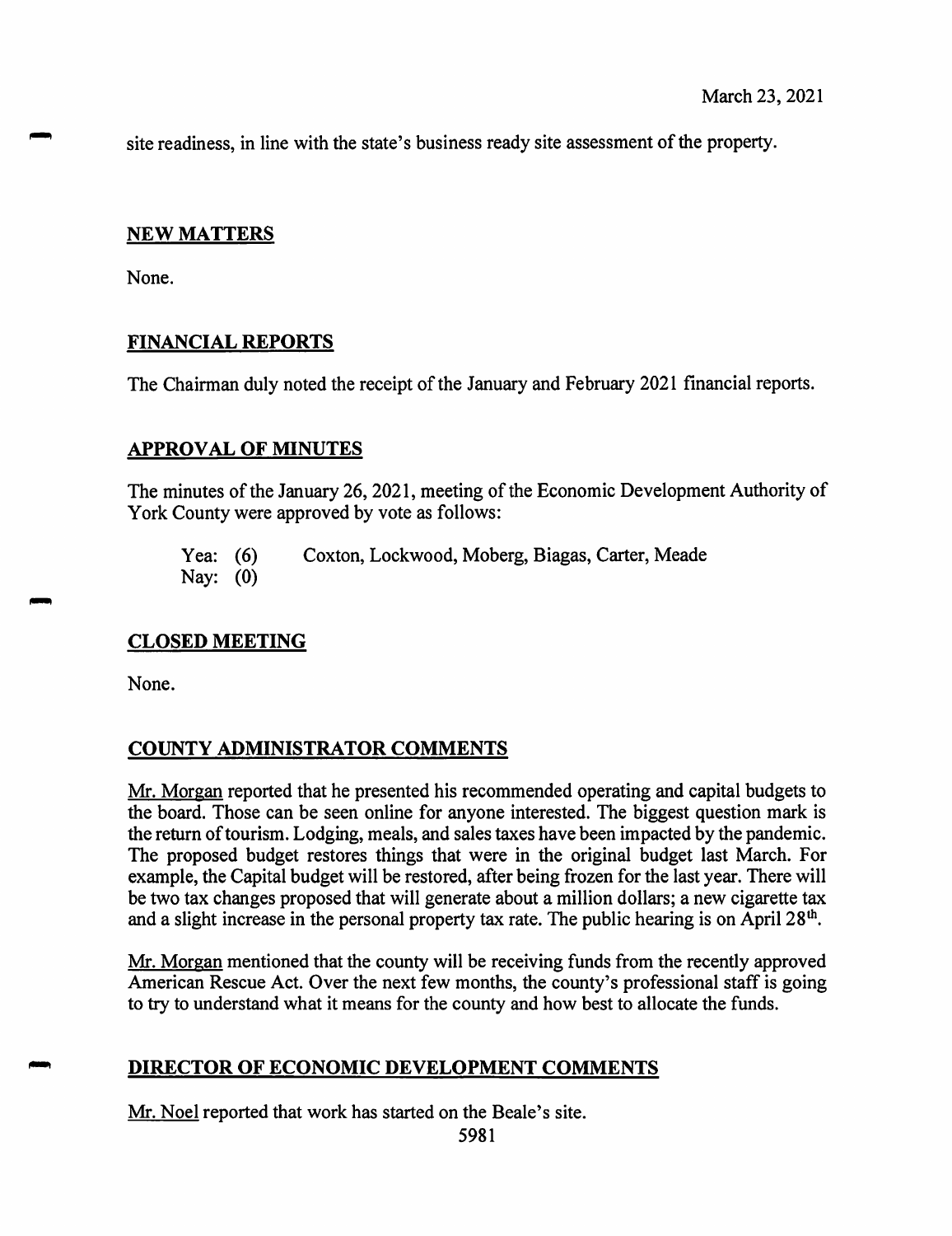site readiness, in line with the state's business ready site assessment of the property.

## NEW MATTERS

None.

## FINANCIAL REPORTS

The Chairman duly noted the receipt of the January and February 2021 financial reports.

## APPROVAL OF MINUTES

The minutes of the January 26, 2021, meeting of the Economic Development Authority of York County were approved by vote as follows:

Yea: (6) Coxton, Lockwood, Moberg, Biagas, Carter, Meade
Nay: (0)

## CLOSED MEETING

None.

## COUNTY ADMINISTRATOR COMMENTS

Mr. Morgan reported that he presented his recommended operating and capital budgets to the board. Those can be seen online for anyone interested. The biggest question mark is the return of tourism. Lodging, meals, and sales taxes have been impacted by the pandemic. The proposed budget restores things that were in the original budget last March. For example, the Capital budget will be restored, after being frozen for the last year. There will be two tax changes proposed that will generate about a million dollars; a new cigarette tax and a slight increase in the personal property tax rate. The public hearing is on April 28th.

Mr. Morgan mentioned that the county will be receiving funds from the recently approved American Rescue Act. Over the next few months, the county's professional staff is going to try to understand what it means for the county and how best to allocate the funds.

## DIRECTOR OF ECONOMIC DEVELOPMENT COMMENTS

Mr. Noel reported that work has started on the Beale's site.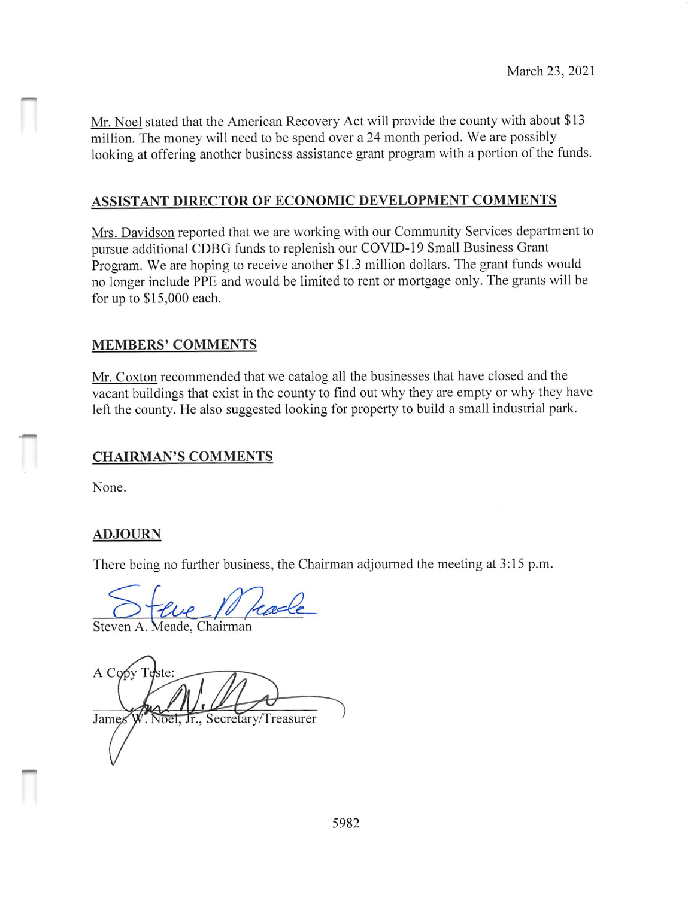March 23, 2021

Mr. Noel stated that the American Recovery Act will provide the county with about $13 million. The money will need to be spend over a 24 month period. We are possibly looking at offering another business assistance grant program with a portion of the funds.

## ASSISTANT DIRECTOR OF ECONOMIC DEVELOPMENT COMMENTS

Mrs. Davidson reported that we are working with our Community Services department to pursue additional CDBG funds to replenish our COVID-19 Small Business Grant Program. We are hoping to receive another $1.3 million dollars. The grant funds would no longer include PPE and would be limited to rent or mortgage only. The grants will be for up to $15,000 each.

## MEMBERS' COMMENTS

Mr. Coxton recommended that we catalog all the businesses that have closed and the vacant buildings that exist in the county to find out why they are empty or why they have left the county. He also suggested looking for property to build a small industrial park.

## CHAIRMAN'S COMMENTS

None.

## ADJOURN

There being no further business, the Chairman adjourned the meeting at 3:15 p.m.

Steven A. Meade, Chairman

A Copy Teste:

James W. Noel, Jr., Secretary/Treasurer